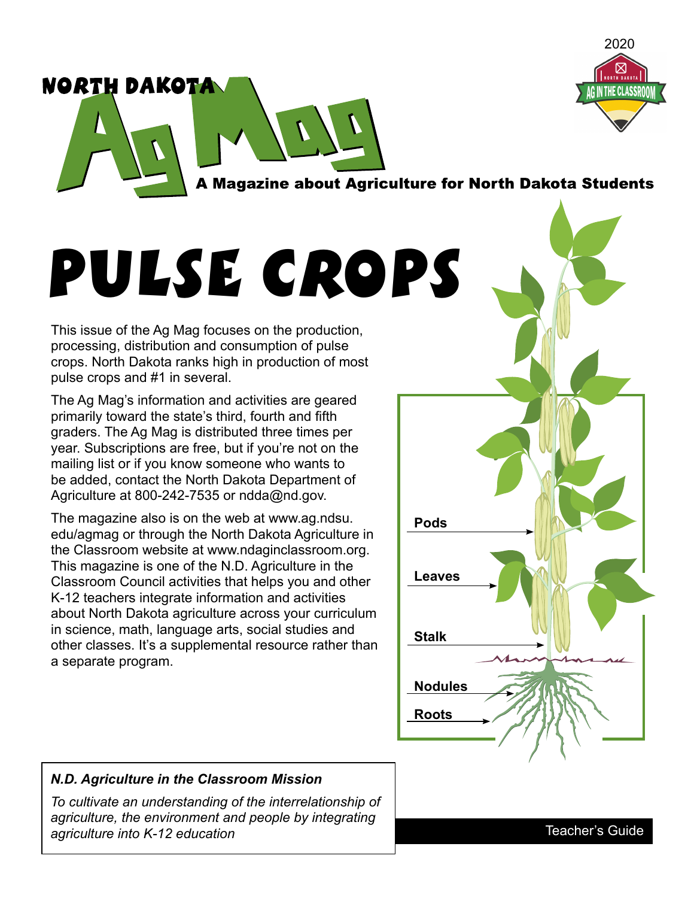2020

# North Dakota Ag Mag

A Magazine about Agriculture for North Dakota Students

# PULSE CROPS

This issue of the Ag Mag focuses on the production, processing, distribution and consumption of pulse crops. North Dakota ranks high in production of most pulse crops and #1 in several.

The Ag Mag's information and activities are geared primarily toward the state's third, fourth and fifth graders. The Ag Mag is distributed three times per year. Subscriptions are free, but if you're not on the mailing list or if you know someone who wants to be added, contact the North Dakota Department of Agriculture at 800-242-7535 or ndda@nd.gov.

The magazine also is on the web at www.ag.ndsu.edu/agmag or through the North Dakota Agriculture in the Classroom website at www.ndaginclassroom.org. This magazine is one of the N.D. Agriculture in the Classroom Council activities that helps you and other K-12 teachers integrate information and activities about North Dakota agriculture across your curriculum in science, math, language arts, social studies and other classes. It's a supplemental resource rather than a separate program.

Pods

Leaves

Stalk

Nodules

Roots

***N.D. Agriculture in the Classroom Mission***

*To cultivate an understanding of the interrelationship of agriculture, the environment and people by integrating agriculture into K-12 education*

Teacher's Guide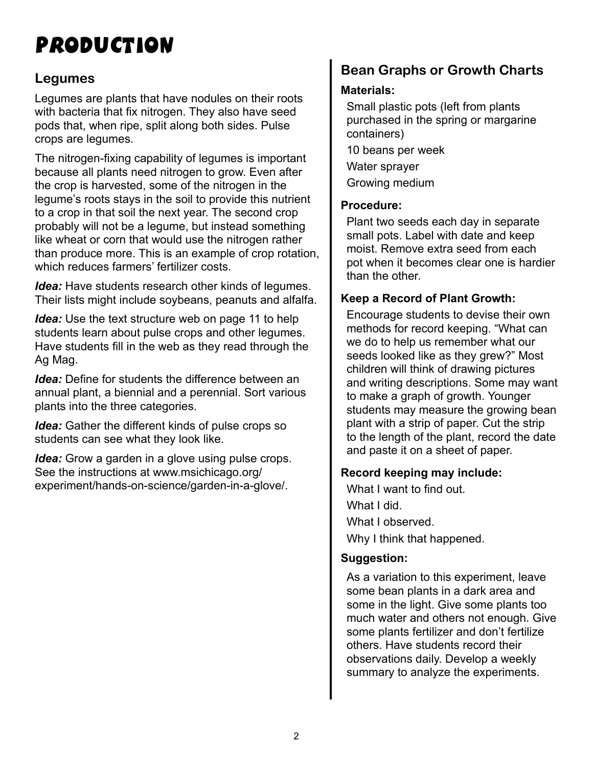# PRODUCTION

## Legumes

Legumes are plants that have nodules on their roots with bacteria that fix nitrogen. They also have seed pods that, when ripe, split along both sides. Pulse crops are legumes.

The nitrogen-fixing capability of legumes is important because all plants need nitrogen to grow. Even after the crop is harvested, some of the nitrogen in the legume's roots stays in the soil to provide this nutrient to a crop in that soil the next year. The second crop probably will not be a legume, but instead something like wheat or corn that would use the nitrogen rather than produce more. This is an example of crop rotation, which reduces farmers' fertilizer costs.

***Idea:*** Have students research other kinds of legumes. Their lists might include soybeans, peanuts and alfalfa.

***Idea:*** Use the text structure web on page 11 to help students learn about pulse crops and other legumes. Have students fill in the web as they read through the Ag Mag.

***Idea:*** Define for students the difference between an annual plant, a biennial and a perennial. Sort various plants into the three categories.

***Idea:*** Gather the different kinds of pulse crops so students can see what they look like.

***Idea:*** Grow a garden in a glove using pulse crops. See the instructions at www.msichicago.org/experiment/hands-on-science/garden-in-a-glove/.

## Bean Graphs or Growth Charts

### Materials:

Small plastic pots (left from plants purchased in the spring or margarine containers)

10 beans per week

Water sprayer

Growing medium

### Procedure:

Plant two seeds each day in separate small pots. Label with date and keep moist. Remove extra seed from each pot when it becomes clear one is hardier than the other.

### Keep a Record of Plant Growth:

Encourage students to devise their own methods for record keeping. "What can we do to help us remember what our seeds looked like as they grew?" Most children will think of drawing pictures and writing descriptions. Some may want to make a graph of growth. Younger students may measure the growing bean plant with a strip of paper. Cut the strip to the length of the plant, record the date and paste it on a sheet of paper.

### Record keeping may include:

What I want to find out.

What I did.

What I observed.

Why I think that happened.

### Suggestion:

As a variation to this experiment, leave some bean plants in a dark area and some in the light. Give some plants too much water and others not enough. Give some plants fertilizer and don't fertilize others. Have students record their observations daily. Develop a weekly summary to analyze the experiments.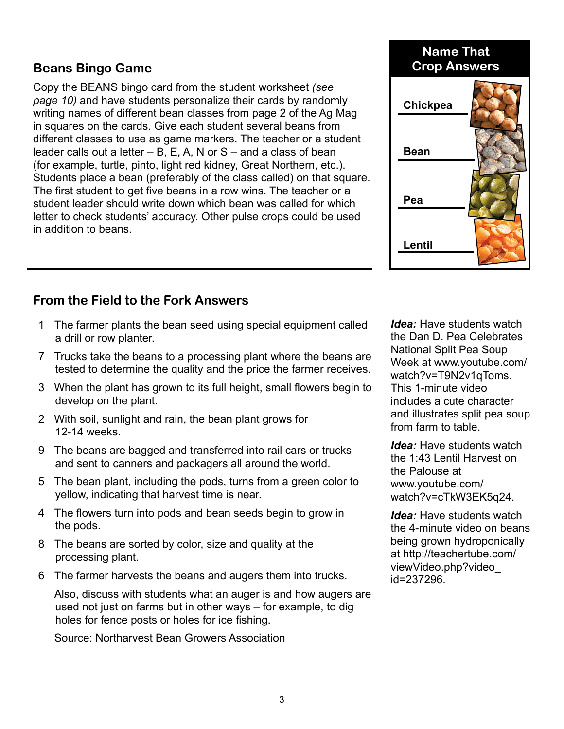## Beans Bingo Game

Copy the BEANS bingo card from the student worksheet *(see page 10)* and have students personalize their cards by randomly writing names of different bean classes from page 2 of the Ag Mag in squares on the cards. Give each student several beans from different classes to use as game markers. The teacher or a student leader calls out a letter – B, E, A, N or S – and a class of bean (for example, turtle, pinto, light red kidney, Great Northern, etc.). Students place a bean (preferably of the class called) on that square. The first student to get five beans in a row wins. The teacher or a student leader should write down which bean was called for which letter to check students' accuracy. Other pulse crops could be used in addition to beans.

## Name That Crop Answers

- Chickpea
- Bean
- Pea
- Lentil

## From the Field to the Fork Answers

1 The farmer plants the bean seed using special equipment called a drill or row planter.

7 Trucks take the beans to a processing plant where the beans are tested to determine the quality and the price the farmer receives.

3 When the plant has grown to its full height, small flowers begin to develop on the plant.

2 With soil, sunlight and rain, the bean plant grows for 12-14 weeks.

9 The beans are bagged and transferred into rail cars or trucks and sent to canners and packagers all around the world.

5 The bean plant, including the pods, turns from a green color to yellow, indicating that harvest time is near.

4 The flowers turn into pods and bean seeds begin to grow in the pods.

8 The beans are sorted by color, size and quality at the processing plant.

6 The farmer harvests the beans and augers them into trucks.

Also, discuss with students what an auger is and how augers are used not just on farms but in other ways – for example, to dig holes for fence posts or holes for ice fishing.

Source: Northarvest Bean Growers Association

***Idea:*** Have students watch the Dan D. Pea Celebrates National Split Pea Soup Week at www.youtube.com/watch?v=T9N2v1qToms. This 1-minute video includes a cute character and illustrates split pea soup from farm to table.

***Idea:*** Have students watch the 1:43 Lentil Harvest on the Palouse at www.youtube.com/watch?v=cTkW3EK5q24.

***Idea:*** Have students watch the 4-minute video on beans being grown hydroponically at http://teachertube.com/viewVideo.php?video_id=237296.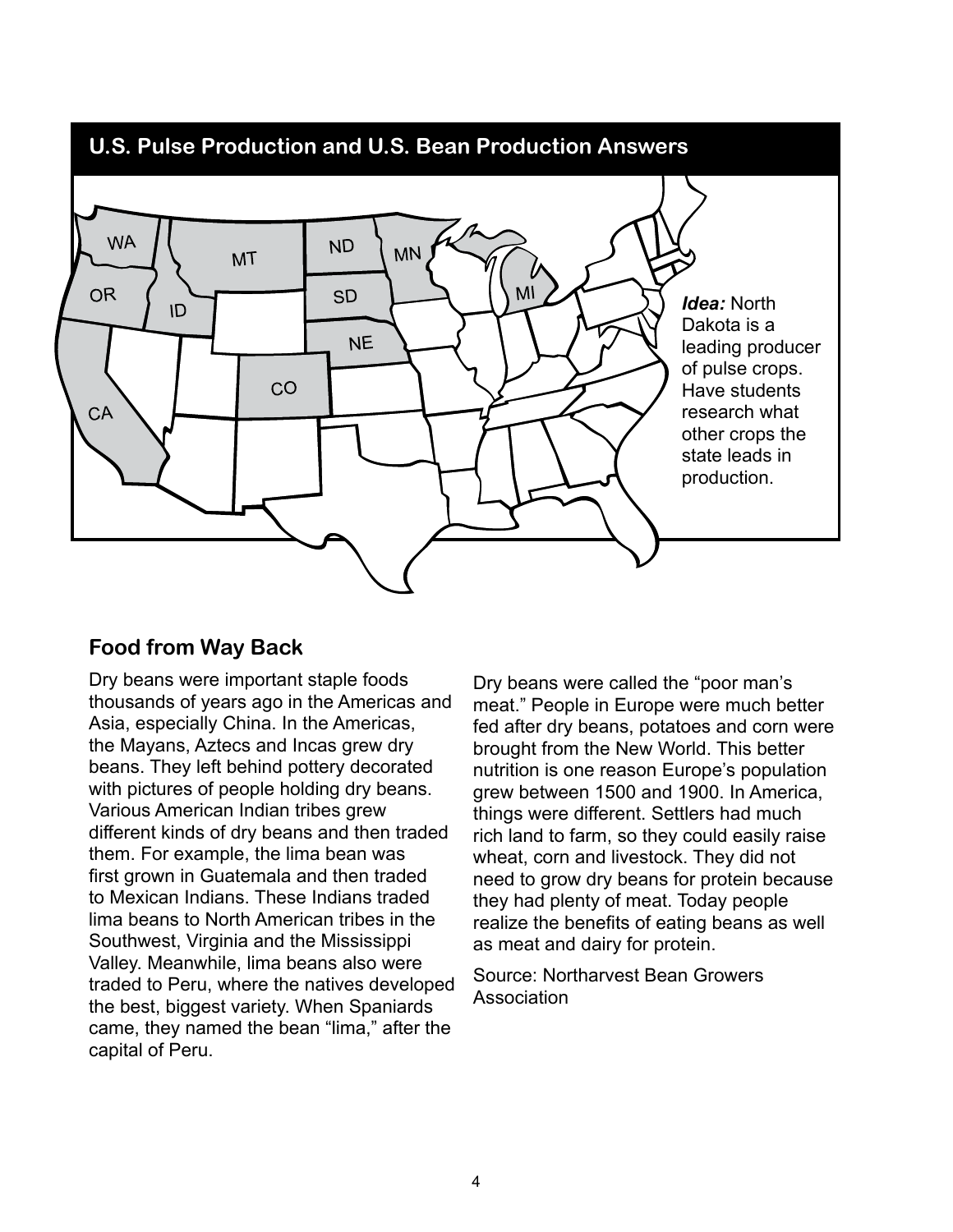## U.S. Pulse Production and U.S. Bean Production Answers

WA MT ND MN OR ID SD MI NE CO CA

***Idea:*** North Dakota is a leading producer of pulse crops. Have students research what other crops the state leads in production.

### Food from Way Back

Dry beans were important staple foods thousands of years ago in the Americas and Asia, especially China. In the Americas, the Mayans, Aztecs and Incas grew dry beans. They left behind pottery decorated with pictures of people holding dry beans. Various American Indian tribes grew different kinds of dry beans and then traded them. For example, the lima bean was first grown in Guatemala and then traded to Mexican Indians. These Indians traded lima beans to North American tribes in the Southwest, Virginia and the Mississippi Valley. Meanwhile, lima beans also were traded to Peru, where the natives developed the best, biggest variety. When Spaniards came, they named the bean "lima," after the capital of Peru.

Dry beans were called the "poor man's meat." People in Europe were much better fed after dry beans, potatoes and corn were brought from the New World. This better nutrition is one reason Europe's population grew between 1500 and 1900. In America, things were different. Settlers had much rich land to farm, so they could easily raise wheat, corn and livestock. They did not need to grow dry beans for protein because they had plenty of meat. Today people realize the benefits of eating beans as well as meat and dairy for protein.

Source: Northarvest Bean Growers Association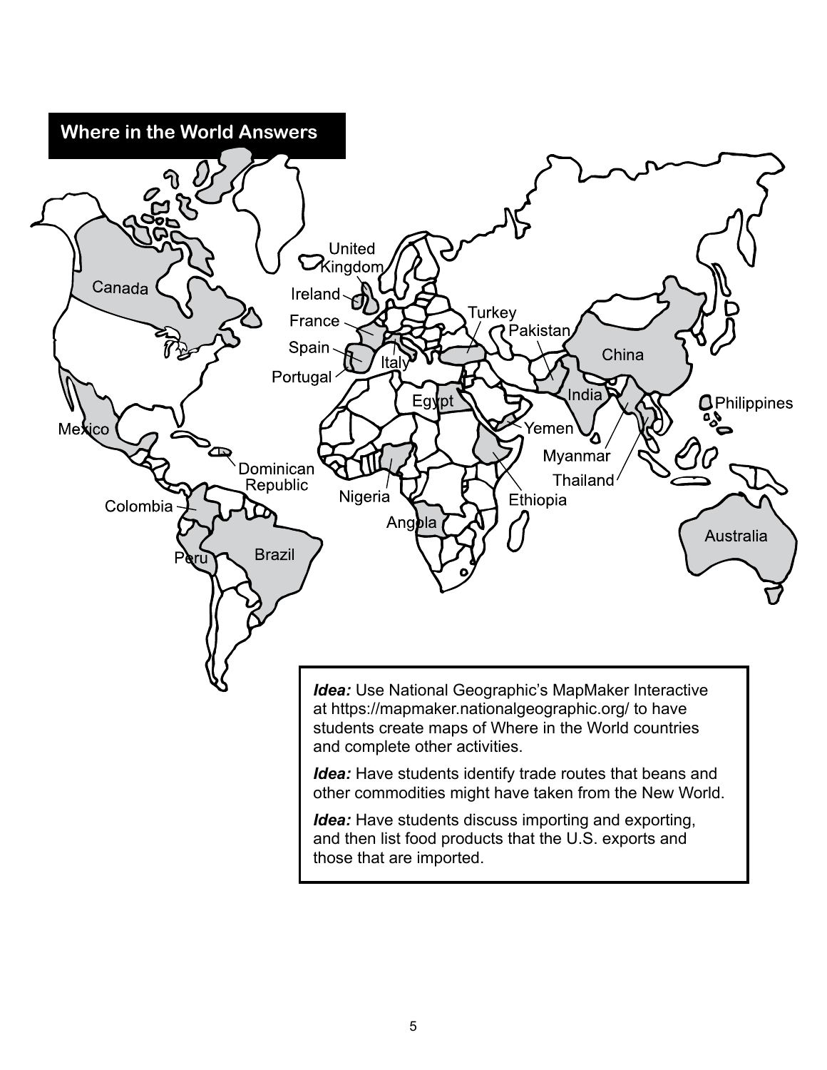## Where in the World Answers

Canada, United Kingdom, Ireland, France, Spain, Portugal, Italy, Turkey, Pakistan, China, Egypt, India, Philippines, Mexico, Yemen, Dominican Republic, Myanmar, Thailand, Nigeria, Ethiopia, Colombia, Angola, Australia, Peru, Brazil

***Idea:*** Use National Geographic's MapMaker Interactive at https://mapmaker.nationalgeographic.org/ to have students create maps of Where in the World countries and complete other activities.

***Idea:*** Have students identify trade routes that beans and other commodities might have taken from the New World.

***Idea:*** Have students discuss importing and exporting, and then list food products that the U.S. exports and those that are imported.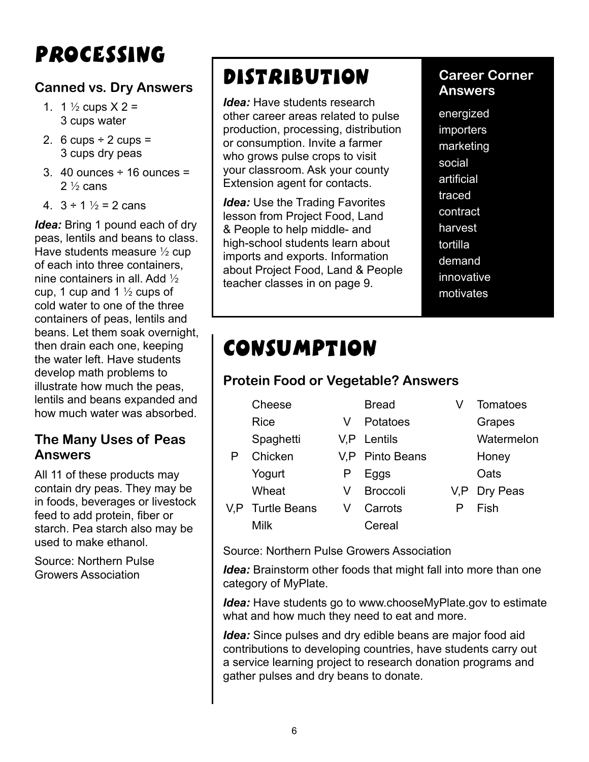# PROCESSING

### Canned vs. Dry Answers

1. 1 ½ cups X 2 = 3 cups water
2. 6 cups ÷ 2 cups = 3 cups dry peas
3. 40 ounces ÷ 16 ounces = 2 ½ cans
4. 3 ÷ 1 ½ = 2 cans

***Idea:*** Bring 1 pound each of dry peas, lentils and beans to class. Have students measure ½ cup of each into three containers, nine containers in all. Add ½ cup, 1 cup and 1 ½ cups of cold water to one of the three containers of peas, lentils and beans. Let them soak overnight, then drain each one, keeping the water left. Have students develop math problems to illustrate how much the peas, lentils and beans expanded and how much water was absorbed.

### The Many Uses of Peas Answers

All 11 of these products may contain dry peas. They may be in foods, beverages or livestock feed to add protein, fiber or starch. Pea starch also may be used to make ethanol.

Source: Northern Pulse Growers Association

# DISTRIBUTION

***Idea:*** Have students research other career areas related to pulse production, processing, distribution or consumption. Invite a farmer who grows pulse crops to visit your classroom. Ask your county Extension agent for contacts.

***Idea:*** Use the Trading Favorites lesson from Project Food, Land & People to help middle- and high-school students learn about imports and exports. Information about Project Food, Land & People teacher classes in on page 9.

### Career Corner Answers

energized
importers
marketing
social
artificial
traced
contract
harvest
tortilla
demand
innovative
motivates

# CONSUMPTION

### Protein Food or Vegetable? Answers

| | | | | | |
|---|---|---|---|---|---|
| | Cheese | | Bread | V | Tomatoes |
| | Rice | V | Potatoes | | Grapes |
| | Spaghetti | V,P | Lentils | | Watermelon |
| P | Chicken | V,P | Pinto Beans | | Honey |
| | Yogurt | P | Eggs | | Oats |
| | Wheat | V | Broccoli | V,P | Dry Peas |
| V,P | Turtle Beans | V | Carrots | P | Fish |
| | Milk | | Cereal | | |

Source: Northern Pulse Growers Association

***Idea:*** Brainstorm other foods that might fall into more than one category of MyPlate.

***Idea:*** Have students go to www.chooseMyPlate.gov to estimate what and how much they need to eat and more.

***Idea:*** Since pulses and dry edible beans are major food aid contributions to developing countries, have students carry out a service learning project to research donation programs and gather pulses and dry beans to donate.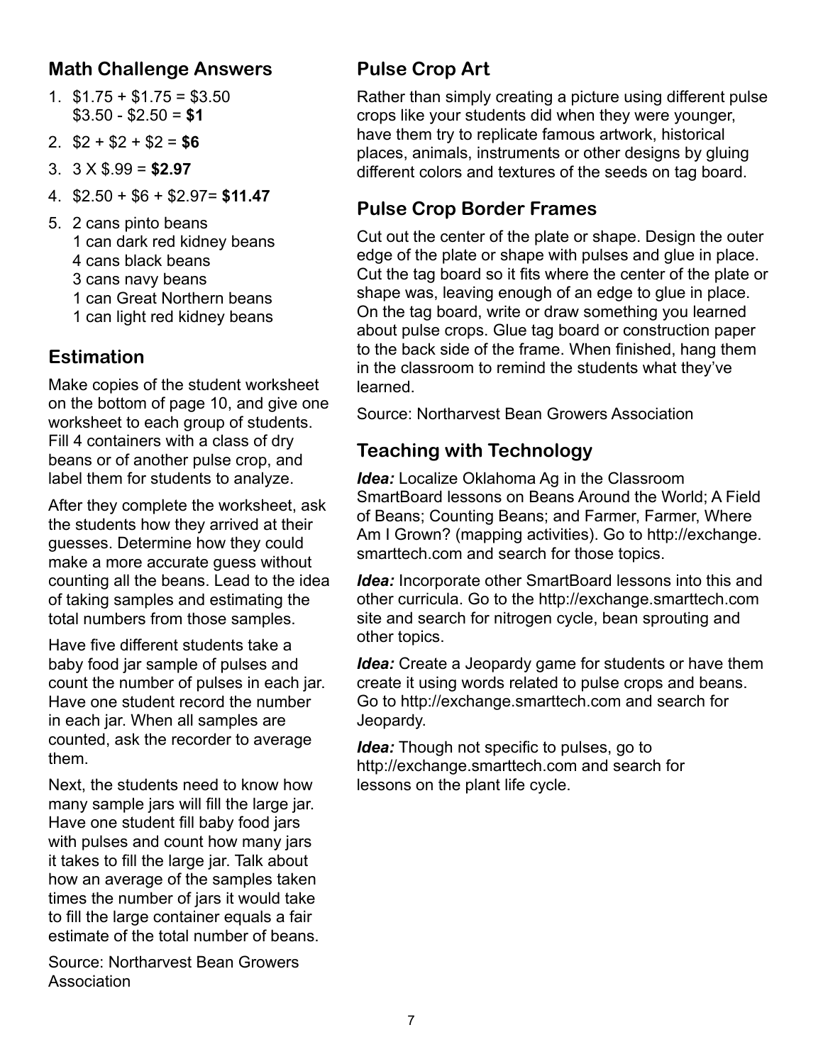## Math Challenge Answers

1. \$1.75 + \$1.75 = \$3.50
   \$3.50 - \$2.50 = **\$1**
2. \$2 + \$2 + \$2 = **\$6**
3. 3 X \$.99 = **\$2.97**
4. \$2.50 + \$6 + \$2.97= **\$11.47**
5. 2 cans pinto beans
   1 can dark red kidney beans
   4 cans black beans
   3 cans navy beans
   1 can Great Northern beans
   1 can light red kidney beans

## Estimation

Make copies of the student worksheet on the bottom of page 10, and give one worksheet to each group of students. Fill 4 containers with a class of dry beans or of another pulse crop, and label them for students to analyze.

After they complete the worksheet, ask the students how they arrived at their guesses. Determine how they could make a more accurate guess without counting all the beans. Lead to the idea of taking samples and estimating the total numbers from those samples.

Have five different students take a baby food jar sample of pulses and count the number of pulses in each jar. Have one student record the number in each jar. When all samples are counted, ask the recorder to average them.

Next, the students need to know how many sample jars will fill the large jar. Have one student fill baby food jars with pulses and count how many jars it takes to fill the large jar. Talk about how an average of the samples taken times the number of jars it would take to fill the large container equals a fair estimate of the total number of beans.

Source: Northarvest Bean Growers Association

## Pulse Crop Art

Rather than simply creating a picture using different pulse crops like your students did when they were younger, have them try to replicate famous artwork, historical places, animals, instruments or other designs by gluing different colors and textures of the seeds on tag board.

## Pulse Crop Border Frames

Cut out the center of the plate or shape. Design the outer edge of the plate or shape with pulses and glue in place. Cut the tag board so it fits where the center of the plate or shape was, leaving enough of an edge to glue in place. On the tag board, write or draw something you learned about pulse crops. Glue tag board or construction paper to the back side of the frame. When finished, hang them in the classroom to remind the students what they've learned.

Source: Northarvest Bean Growers Association

## Teaching with Technology

***Idea:*** Localize Oklahoma Ag in the Classroom SmartBoard lessons on Beans Around the World; A Field of Beans; Counting Beans; and Farmer, Farmer, Where Am I Grown? (mapping activities). Go to http://exchange.smarttech.com and search for those topics.

***Idea:*** Incorporate other SmartBoard lessons into this and other curricula. Go to the http://exchange.smarttech.com site and search for nitrogen cycle, bean sprouting and other topics.

***Idea:*** Create a Jeopardy game for students or have them create it using words related to pulse crops and beans. Go to http://exchange.smarttech.com and search for Jeopardy.

***Idea:*** Though not specific to pulses, go to http://exchange.smarttech.com and search for lessons on the plant life cycle.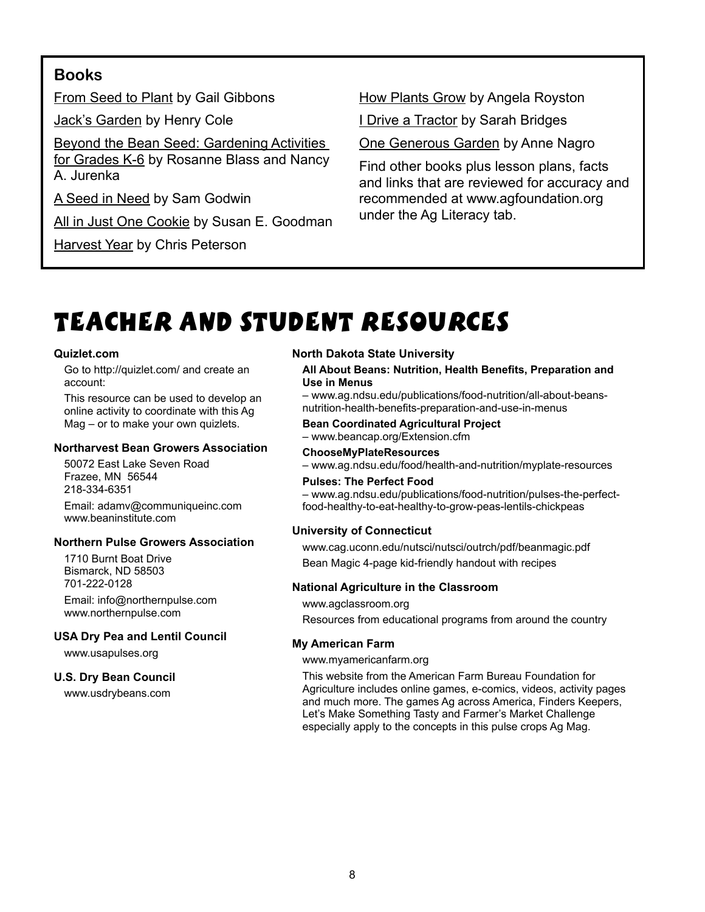## Books

From Seed to Plant by Gail Gibbons

Jack's Garden by Henry Cole

Beyond the Bean Seed: Gardening Activities for Grades K-6 by Rosanne Blass and Nancy A. Jurenka

A Seed in Need by Sam Godwin

All in Just One Cookie by Susan E. Goodman

Harvest Year by Chris Peterson

How Plants Grow by Angela Royston

I Drive a Tractor by Sarah Bridges

One Generous Garden by Anne Nagro

Find other books plus lesson plans, facts and links that are reviewed for accuracy and recommended at www.agfoundation.org under the Ag Literacy tab.

# TEACHER AND STUDENT RESOURCES

**Quizlet.com**

Go to http://quizlet.com/ and create an account:

This resource can be used to develop an online activity to coordinate with this Ag Mag – or to make your own quizlets.

**Northarvest Bean Growers Association**

50072 East Lake Seven Road
Frazee, MN 56544
218-334-6351

Email: adamv@communiqueinc.com
www.beaninstitute.com

**Northern Pulse Growers Association**

1710 Burnt Boat Drive
Bismarck, ND 58503
701-222-0128

Email: info@northernpulse.com
www.northernpulse.com

**USA Dry Pea and Lentil Council**

www.usapulses.org

**U.S. Dry Bean Council**

www.usdrybeans.com

**North Dakota State University**

**All About Beans: Nutrition, Health Benefits, Preparation and Use in Menus**
– www.ag.ndsu.edu/publications/food-nutrition/all-about-beans-nutrition-health-benefits-preparation-and-use-in-menus

**Bean Coordinated Agricultural Project**
– www.beancap.org/Extension.cfm

**ChooseMyPlateResources**
– www.ag.ndsu.edu/food/health-and-nutrition/myplate-resources

**Pulses: The Perfect Food**
– www.ag.ndsu.edu/publications/food-nutrition/pulses-the-perfect-food-healthy-to-eat-healthy-to-grow-peas-lentils-chickpeas

**University of Connecticut**

www.cag.uconn.edu/nutsci/nutsci/outrch/pdf/beanmagic.pdf

Bean Magic 4-page kid-friendly handout with recipes

**National Agriculture in the Classroom**

www.agclassroom.org

Resources from educational programs from around the country

**My American Farm**

www.myamericanfarm.org

This website from the American Farm Bureau Foundation for Agriculture includes online games, e-comics, videos, activity pages and much more. The games Ag across America, Finders Keepers, Let's Make Something Tasty and Farmer's Market Challenge especially apply to the concepts in this pulse crops Ag Mag.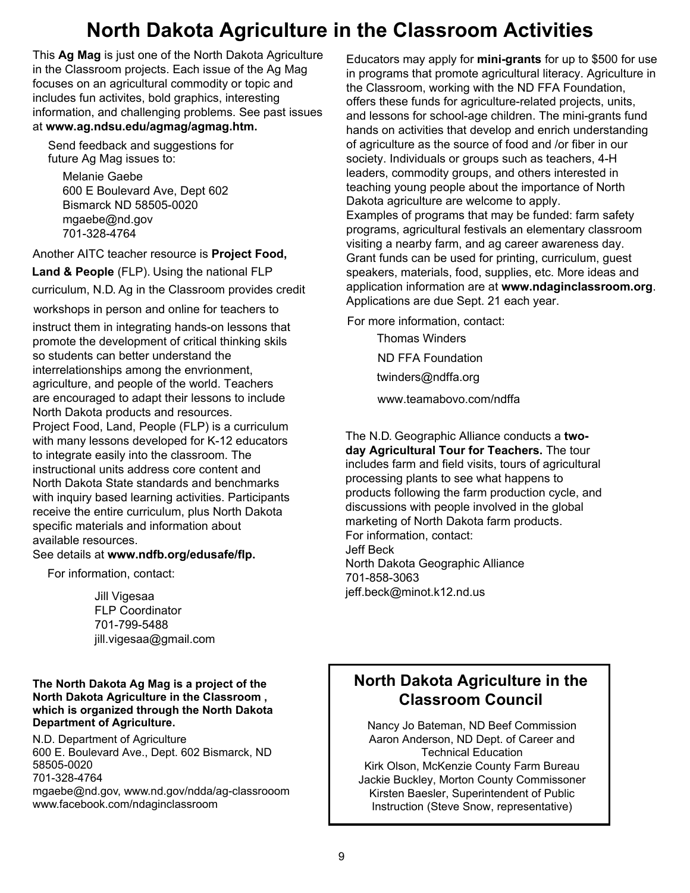# North Dakota Agriculture in the Classroom Activities

This **Ag Mag** is just one of the North Dakota Agriculture in the Classroom projects. Each issue of the Ag Mag focuses on an agricultural commodity or topic and includes fun activites, bold graphics, interesting information, and challenging problems. See past issues at **www.ag.ndsu.edu/agmag/agmag.htm.**

Send feedback and suggestions for future Ag Mag issues to:

Melanie Gaebe
600 E Boulevard Ave, Dept 602
Bismarck ND 58505-0020
mgaebe@nd.gov
701-328-4764

Another AITC teacher resource is **Project Food, Land & People** (FLP). Using the national FLP curriculum, N.D. Ag in the Classroom provides credit workshops in person and online for teachers to instruct them in integrating hands-on lessons that promote the development of critical thinking skils so students can better understand the interrelationships among the envrionment, agriculture, and people of the world. Teachers are encouraged to adapt their lessons to include North Dakota products and resources.
Project Food, Land, People (FLP) is a curriculum with many lessons developed for K-12 educators to integrate easily into the classroom. The instructional units address core content and North Dakota State standards and benchmarks with inquiry based learning activities. Participants receive the entire curriculum, plus North Dakota specific materials and information about available resources.
See details at **www.ndfb.org/edusafe/flp.**

For information, contact:

Jill Vigesaa
FLP Coordinator
701-799-5488
jill.vigesaa@gmail.com

Educators may apply for **mini-grants** for up to $500 for use in programs that promote agricultural literacy. Agriculture in the Classroom, working with the ND FFA Foundation, offers these funds for agriculture-related projects, units, and lessons for school-age children. The mini-grants fund hands on activities that develop and enrich understanding of agriculture as the source of food and /or fiber in our society. Individuals or groups such as teachers, 4-H leaders, commodity groups, and others interested in teaching young people about the importance of North Dakota agriculture are welcome to apply.
Examples of programs that may be funded: farm safety programs, agricultural festivals an elementary classroom visiting a nearby farm, and ag career awareness day. Grant funds can be used for printing, curriculum, guest speakers, materials, food, supplies, etc. More ideas and application information are at **www.ndaginclassroom.org**. Applications are due Sept. 21 each year.

For more information, contact:

Thomas Winders
ND FFA Foundation
twinders@ndffa.org
www.teamabovo.com/ndffa

The N.D. Geographic Alliance conducts a **two-day Agricultural Tour for Teachers.** The tour includes farm and field visits, tours of agricultural processing plants to see what happens to products following the farm production cycle, and discussions with people involved in the global marketing of North Dakota farm products.
For information, contact:
Jeff Beck
North Dakota Geographic Alliance
701-858-3063
jeff.beck@minot.k12.nd.us

**The North Dakota Ag Mag is a project of the North Dakota Agriculture in the Classroom , which is organized through the North Dakota Department of Agriculture.**

N.D. Department of Agriculture
600 E. Boulevard Ave., Dept. 602 Bismarck, ND 58505-0020
701-328-4764
mgaebe@nd.gov, www.nd.gov/ndda/ag-classrooom
www.facebook.com/ndaginclassroom

## North Dakota Agriculture in the Classroom Council

Nancy Jo Bateman, ND Beef Commission
Aaron Anderson, ND Dept. of Career and Technical Education
Kirk Olson, McKenzie County Farm Bureau
Jackie Buckley, Morton County Commissoner
Kirsten Baesler, Superintendent of Public Instruction (Steve Snow, representative)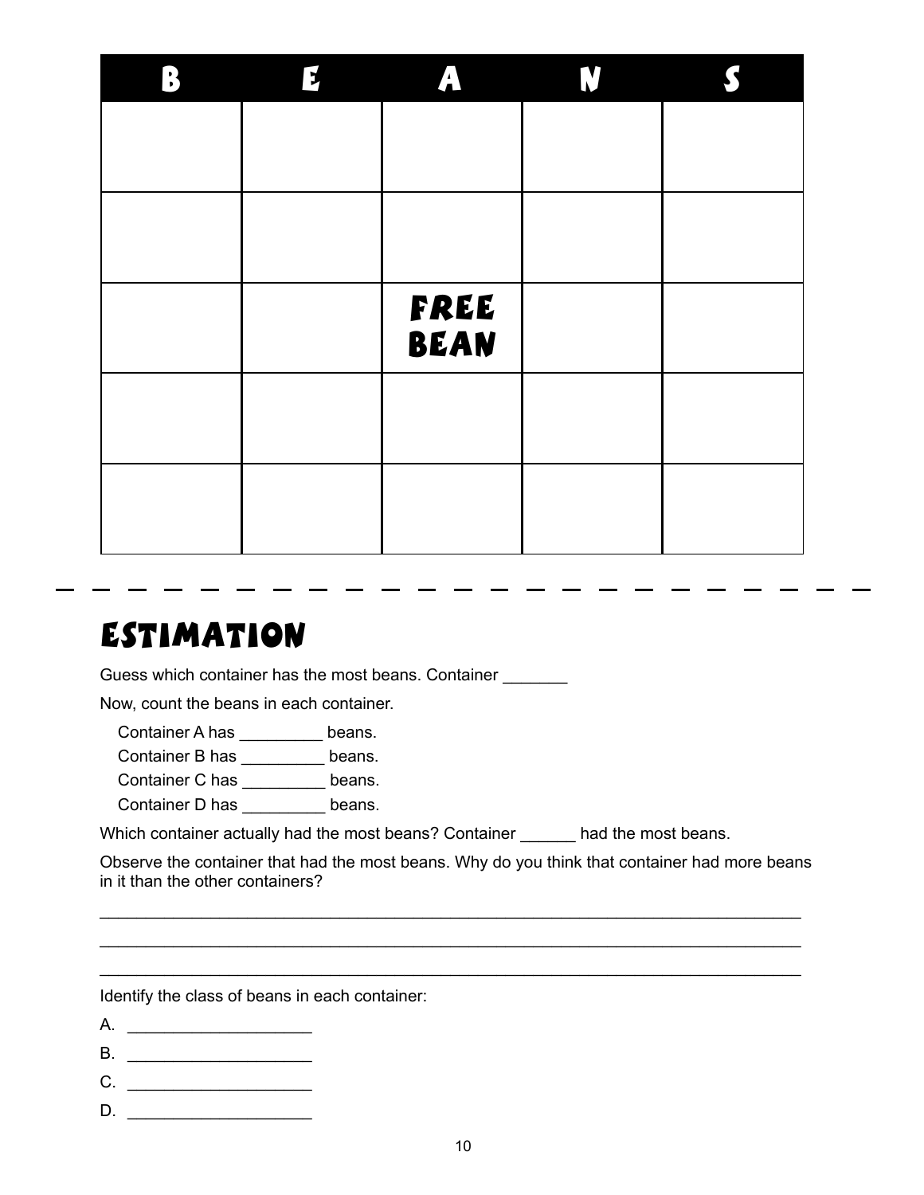| B | E | A | N | S |
|---|---|---|---|---|
| | | | | |
| | | | | |
| | | FREE BEAN | | |
| | | | | |
| | | | | |

# ESTIMATION

Guess which container has the most beans. Container _______

Now, count the beans in each container.

Container A has _________ beans.
Container B has _________ beans.
Container C has _________ beans.
Container D has _________ beans.

Which container actually had the most beans? Container ______ had the most beans.

Observe the container that had the most beans. Why do you think that container had more beans in it than the other containers?

_______________________________________________________________________________

_______________________________________________________________________________

_______________________________________________________________________________

Identify the class of beans in each container:

A. ____________________

B. ____________________

C. ____________________

D. ____________________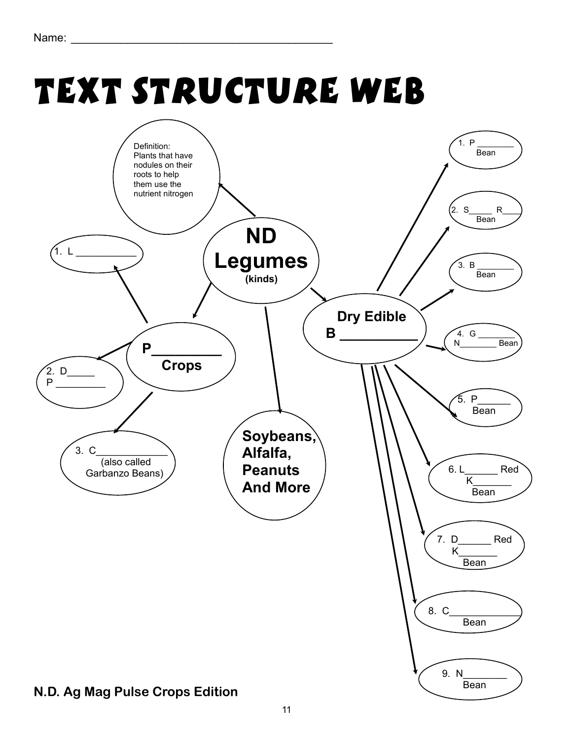Name: ________________________________________

# TEXT STRUCTURE WEB

**ND Legumes** **(kinds)**

- Definition: Plants that have nodules on their roots to help them use the nutrient nitrogen
- **P_________ Crops**
  1. L ___________
  2. D_____ P _________
  3. C_____________ (also called Garbanzo Beans)
- **Soybeans, Alfalfa, Peanuts And More**
- **Dry Edible B __________**
  1. P ________ Bean
  2. S_____ R____ Bean
  3. B ________ Bean
  4. G ________ N________ Bean
  5. P______ Bean
  6. L______ Red K_______ Bean
  7. D______ Red K_______ Bean
  8. C____________ Bean
  9. N________ Bean

**N.D. Ag Mag Pulse Crops Edition**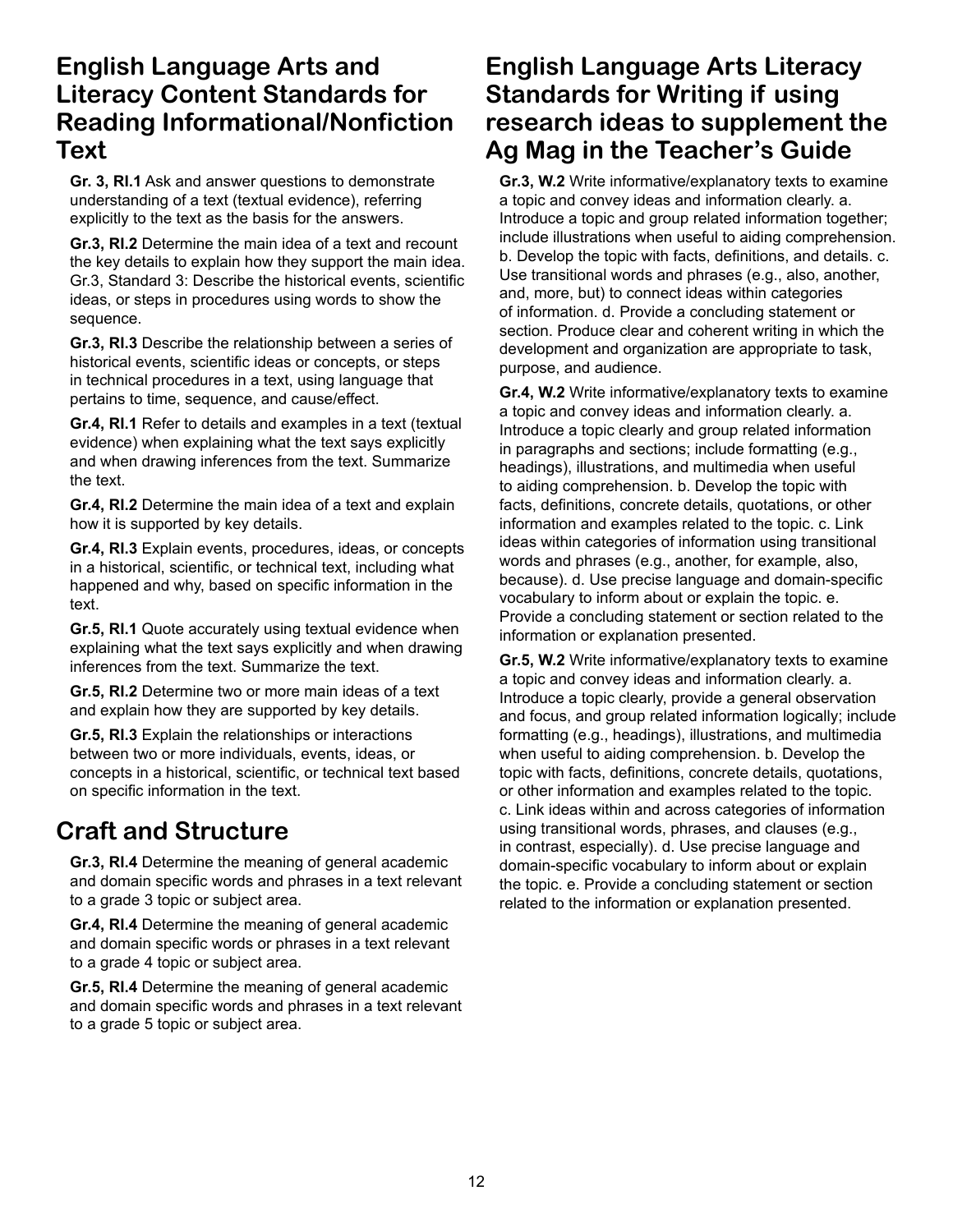## English Language Arts and Literacy Content Standards for Reading Informational/Nonfiction Text

**Gr. 3, RI.1** Ask and answer questions to demonstrate understanding of a text (textual evidence), referring explicitly to the text as the basis for the answers.

**Gr.3, RI.2** Determine the main idea of a text and recount the key details to explain how they support the main idea. Gr.3, Standard 3: Describe the historical events, scientific ideas, or steps in procedures using words to show the sequence.

**Gr.3, RI.3** Describe the relationship between a series of historical events, scientific ideas or concepts, or steps in technical procedures in a text, using language that pertains to time, sequence, and cause/effect.

**Gr.4, RI.1** Refer to details and examples in a text (textual evidence) when explaining what the text says explicitly and when drawing inferences from the text. Summarize the text.

**Gr.4, RI.2** Determine the main idea of a text and explain how it is supported by key details.

**Gr.4, RI.3** Explain events, procedures, ideas, or concepts in a historical, scientific, or technical text, including what happened and why, based on specific information in the text.

**Gr.5, RI.1** Quote accurately using textual evidence when explaining what the text says explicitly and when drawing inferences from the text. Summarize the text.

**Gr.5, RI.2** Determine two or more main ideas of a text and explain how they are supported by key details.

**Gr.5, RI.3** Explain the relationships or interactions between two or more individuals, events, ideas, or concepts in a historical, scientific, or technical text based on specific information in the text.

## Craft and Structure

**Gr.3, RI.4** Determine the meaning of general academic and domain specific words and phrases in a text relevant to a grade 3 topic or subject area.

**Gr.4, RI.4** Determine the meaning of general academic and domain specific words or phrases in a text relevant to a grade 4 topic or subject area.

**Gr.5, RI.4** Determine the meaning of general academic and domain specific words and phrases in a text relevant to a grade 5 topic or subject area.

## English Language Arts Literacy Standards for Writing if using research ideas to supplement the Ag Mag in the Teacher's Guide

**Gr.3, W.2** Write informative/explanatory texts to examine a topic and convey ideas and information clearly. a. Introduce a topic and group related information together; include illustrations when useful to aiding comprehension. b. Develop the topic with facts, definitions, and details. c. Use transitional words and phrases (e.g., also, another, and, more, but) to connect ideas within categories of information. d. Provide a concluding statement or section. Produce clear and coherent writing in which the development and organization are appropriate to task, purpose, and audience.

**Gr.4, W.2** Write informative/explanatory texts to examine a topic and convey ideas and information clearly. a. Introduce a topic clearly and group related information in paragraphs and sections; include formatting (e.g., headings), illustrations, and multimedia when useful to aiding comprehension. b. Develop the topic with facts, definitions, concrete details, quotations, or other information and examples related to the topic. c. Link ideas within categories of information using transitional words and phrases (e.g., another, for example, also, because). d. Use precise language and domain-specific vocabulary to inform about or explain the topic. e. Provide a concluding statement or section related to the information or explanation presented.

**Gr.5, W.2** Write informative/explanatory texts to examine a topic and convey ideas and information clearly. a. Introduce a topic clearly, provide a general observation and focus, and group related information logically; include formatting (e.g., headings), illustrations, and multimedia when useful to aiding comprehension. b. Develop the topic with facts, definitions, concrete details, quotations, or other information and examples related to the topic. c. Link ideas within and across categories of information using transitional words, phrases, and clauses (e.g., in contrast, especially). d. Use precise language and domain-specific vocabulary to inform about or explain the topic. e. Provide a concluding statement or section related to the information or explanation presented.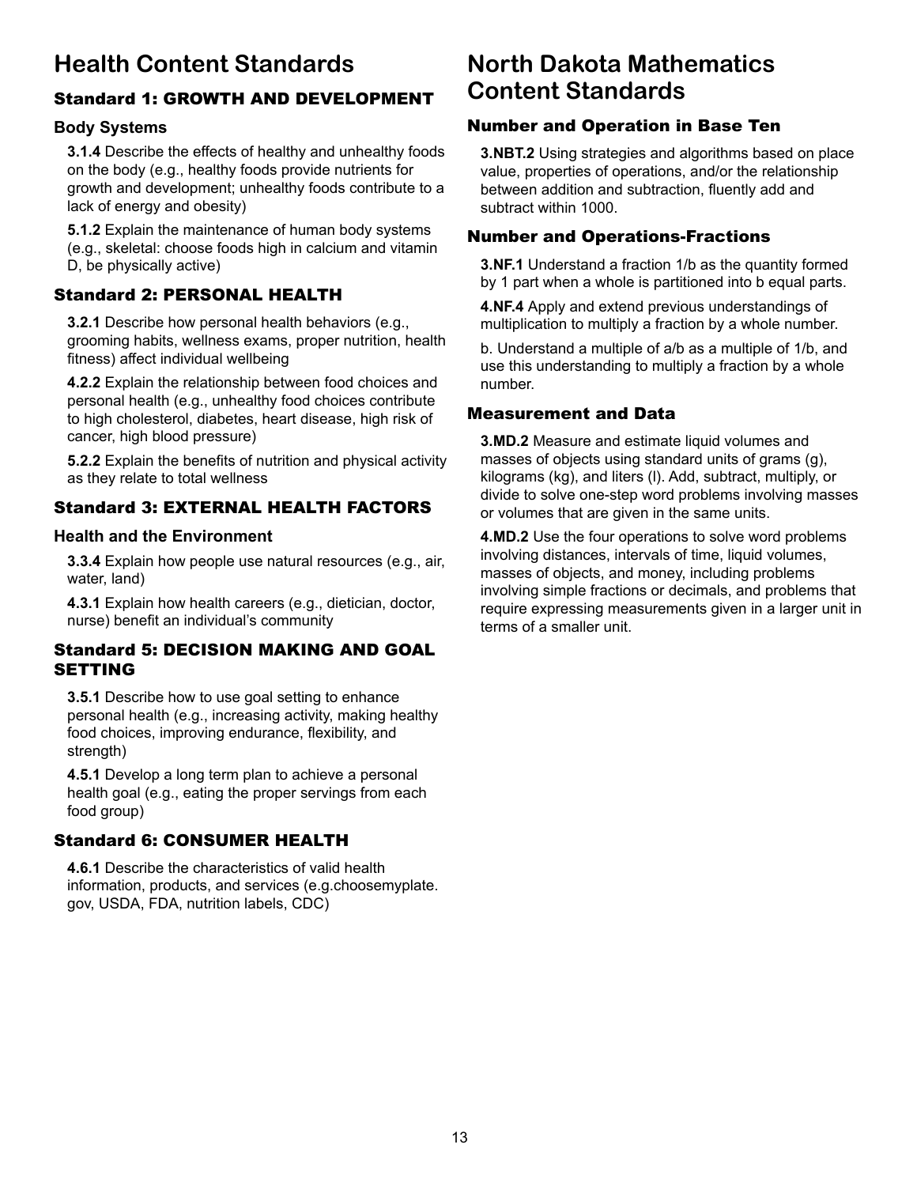# Health Content Standards

## Standard 1: GROWTH AND DEVELOPMENT

### Body Systems

**3.1.4** Describe the effects of healthy and unhealthy foods on the body (e.g., healthy foods provide nutrients for growth and development; unhealthy foods contribute to a lack of energy and obesity)

**5.1.2** Explain the maintenance of human body systems (e.g., skeletal: choose foods high in calcium and vitamin D, be physically active)

## Standard 2: PERSONAL HEALTH

**3.2.1** Describe how personal health behaviors (e.g., grooming habits, wellness exams, proper nutrition, health fitness) affect individual wellbeing

**4.2.2** Explain the relationship between food choices and personal health (e.g., unhealthy food choices contribute to high cholesterol, diabetes, heart disease, high risk of cancer, high blood pressure)

**5.2.2** Explain the benefits of nutrition and physical activity as they relate to total wellness

## Standard 3: EXTERNAL HEALTH FACTORS

### Health and the Environment

**3.3.4** Explain how people use natural resources (e.g., air, water, land)

**4.3.1** Explain how health careers (e.g., dietician, doctor, nurse) benefit an individual's community

## Standard 5: DECISION MAKING AND GOAL SETTING

**3.5.1** Describe how to use goal setting to enhance personal health (e.g., increasing activity, making healthy food choices, improving endurance, flexibility, and strength)

**4.5.1** Develop a long term plan to achieve a personal health goal (e.g., eating the proper servings from each food group)

## Standard 6: CONSUMER HEALTH

**4.6.1** Describe the characteristics of valid health information, products, and services (e.g.choosemyplate.gov, USDA, FDA, nutrition labels, CDC)

# North Dakota Mathematics Content Standards

## Number and Operation in Base Ten

**3.NBT.2** Using strategies and algorithms based on place value, properties of operations, and/or the relationship between addition and subtraction, fluently add and subtract within 1000.

## Number and Operations-Fractions

**3.NF.1** Understand a fraction 1/b as the quantity formed by 1 part when a whole is partitioned into b equal parts.

**4.NF.4** Apply and extend previous understandings of multiplication to multiply a fraction by a whole number.

b. Understand a multiple of a/b as a multiple of 1/b, and use this understanding to multiply a fraction by a whole number.

## Measurement and Data

**3.MD.2** Measure and estimate liquid volumes and masses of objects using standard units of grams (g), kilograms (kg), and liters (l). Add, subtract, multiply, or divide to solve one-step word problems involving masses or volumes that are given in the same units.

**4.MD.2** Use the four operations to solve word problems involving distances, intervals of time, liquid volumes, masses of objects, and money, including problems involving simple fractions or decimals, and problems that require expressing measurements given in a larger unit in terms of a smaller unit.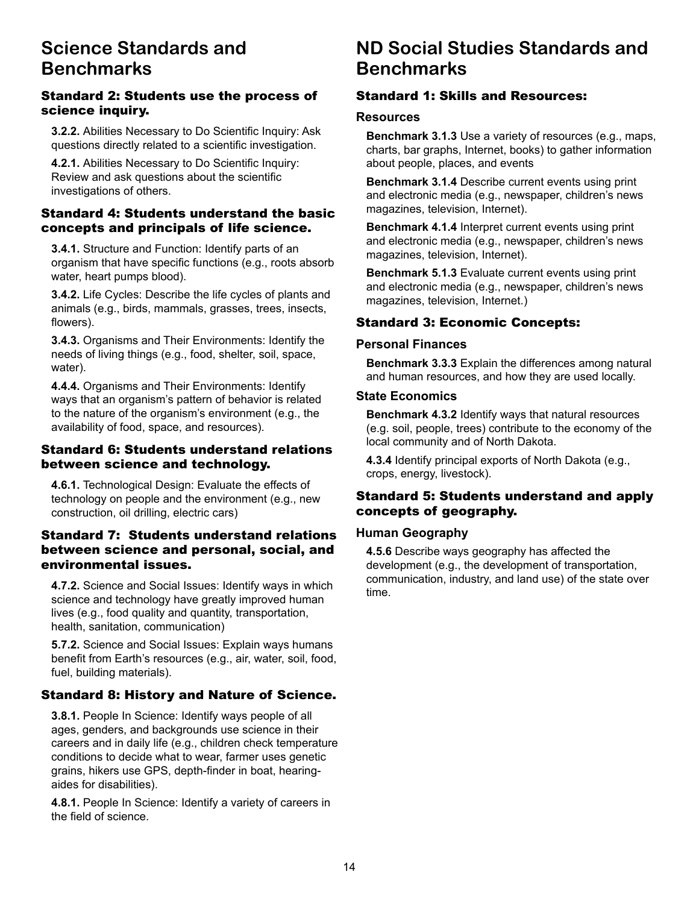# Science Standards and Benchmarks

### Standard 2: Students use the process of science inquiry.

**3.2.2.** Abilities Necessary to Do Scientific Inquiry: Ask questions directly related to a scientific investigation.

**4.2.1.** Abilities Necessary to Do Scientific Inquiry: Review and ask questions about the scientific investigations of others.

### Standard 4: Students understand the basic concepts and principals of life science.

**3.4.1.** Structure and Function: Identify parts of an organism that have specific functions (e.g., roots absorb water, heart pumps blood).

**3.4.2.** Life Cycles: Describe the life cycles of plants and animals (e.g., birds, mammals, grasses, trees, insects, flowers).

**3.4.3.** Organisms and Their Environments: Identify the needs of living things (e.g., food, shelter, soil, space, water).

**4.4.4.** Organisms and Their Environments: Identify ways that an organism's pattern of behavior is related to the nature of the organism's environment (e.g., the availability of food, space, and resources).

### Standard 6: Students understand relations between science and technology.

**4.6.1.** Technological Design: Evaluate the effects of technology on people and the environment (e.g., new construction, oil drilling, electric cars)

### Standard 7: Students understand relations between science and personal, social, and environmental issues.

**4.7.2.** Science and Social Issues: Identify ways in which science and technology have greatly improved human lives (e.g., food quality and quantity, transportation, health, sanitation, communication)

**5.7.2.** Science and Social Issues: Explain ways humans benefit from Earth's resources (e.g., air, water, soil, food, fuel, building materials).

### Standard 8: History and Nature of Science.

**3.8.1.** People In Science: Identify ways people of all ages, genders, and backgrounds use science in their careers and in daily life (e.g., children check temperature conditions to decide what to wear, farmer uses genetic grains, hikers use GPS, depth-finder in boat, hearing-aides for disabilities).

**4.8.1.** People In Science: Identify a variety of careers in the field of science.

# ND Social Studies Standards and Benchmarks

### Standard 1: Skills and Resources:

#### Resources

**Benchmark 3.1.3** Use a variety of resources (e.g., maps, charts, bar graphs, Internet, books) to gather information about people, places, and events

**Benchmark 3.1.4** Describe current events using print and electronic media (e.g., newspaper, children's news magazines, television, Internet).

**Benchmark 4.1.4** Interpret current events using print and electronic media (e.g., newspaper, children's news magazines, television, Internet).

**Benchmark 5.1.3** Evaluate current events using print and electronic media (e.g., newspaper, children's news magazines, television, Internet.)

### Standard 3: Economic Concepts:

#### Personal Finances

**Benchmark 3.3.3** Explain the differences among natural and human resources, and how they are used locally.

#### State Economics

**Benchmark 4.3.2** Identify ways that natural resources (e.g. soil, people, trees) contribute to the economy of the local community and of North Dakota.

**4.3.4** Identify principal exports of North Dakota (e.g., crops, energy, livestock).

### Standard 5: Students understand and apply concepts of geography.

#### Human Geography

**4.5.6** Describe ways geography has affected the development (e.g., the development of transportation, communication, industry, and land use) of the state over time.